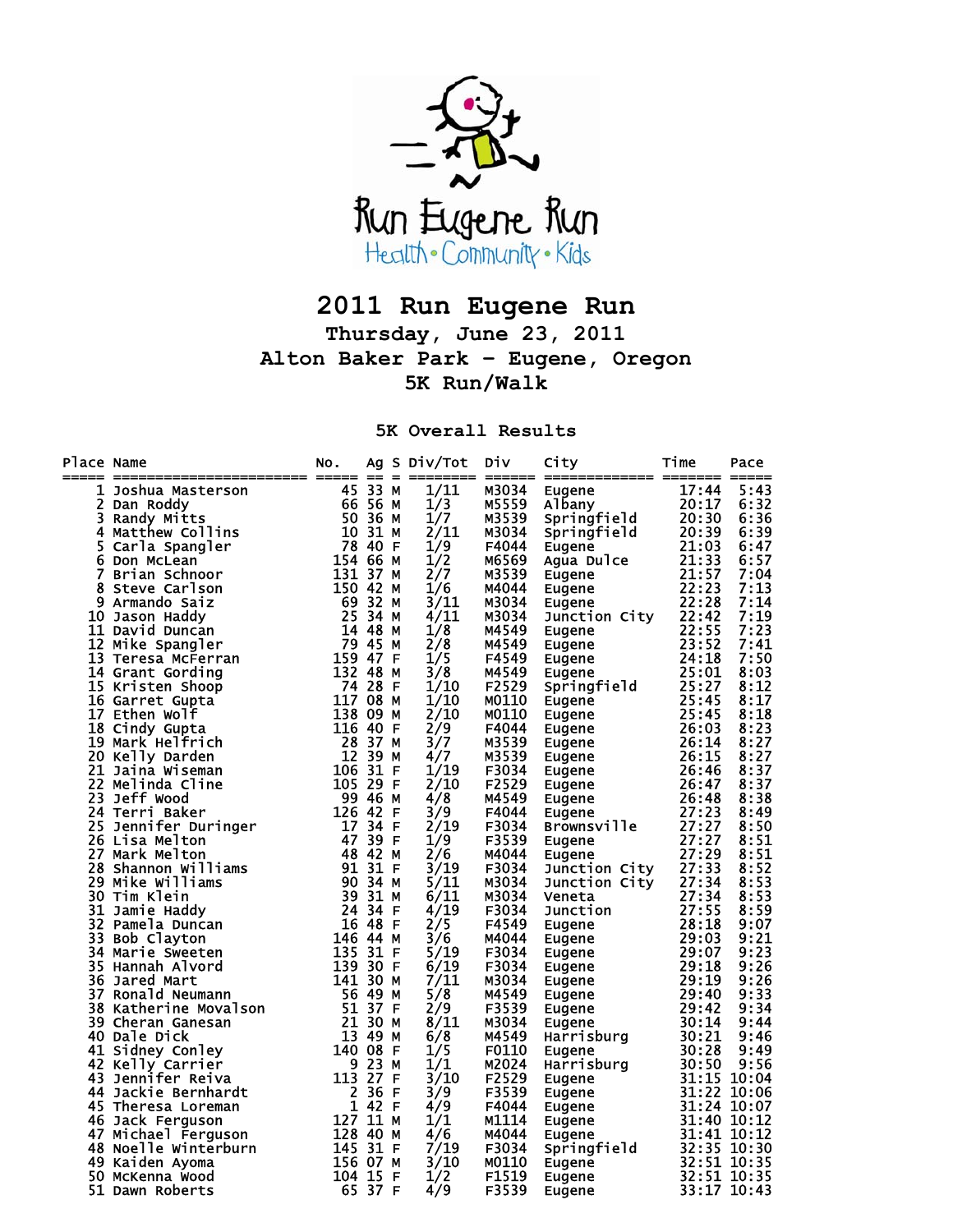Run Eugene Run

Health • Community • Kids

# 2011 Run Eugene Run

## Thursday, June 23, 2011

## Alton Baker Park - Eugene, Oregon

## 5K Run/Walk

### 5K Overall Results

| Place | Name | No. | Ag | S | Div/Tot | Div | City | Time | Pace |
|---|---|---|---|---|---|---|---|---|---|
| 1 | Joshua Masterson | 45 | 33 | M | 1/11 | M3034 | Eugene | 17:44 | 5:43 |
| 2 | Dan Roddy | 66 | 56 | M | 1/3 | M5559 | Albany | 20:17 | 6:32 |
| 3 | Randy Mitts | 50 | 36 | M | 1/7 | M3539 | Springfield | 20:30 | 6:36 |
| 4 | Matthew Collins | 10 | 31 | M | 2/11 | M3034 | Springfield | 20:39 | 6:39 |
| 5 | Carla Spangler | 78 | 40 | F | 1/9 | F4044 | Eugene | 21:03 | 6:47 |
| 6 | Don McLean | 154 | 66 | M | 1/2 | M6569 | Agua Dulce | 21:33 | 6:57 |
| 7 | Brian Schnoor | 131 | 37 | M | 2/7 | M3539 | Eugene | 21:57 | 7:04 |
| 8 | Steve Carlson | 150 | 42 | M | 1/6 | M4044 | Eugene | 22:23 | 7:13 |
| 9 | Armando Saiz | 69 | 32 | M | 3/11 | M3034 | Eugene | 22:28 | 7:14 |
| 10 | Jason Haddy | 25 | 34 | M | 4/11 | M3034 | Junction City | 22:42 | 7:19 |
| 11 | David Duncan | 14 | 48 | M | 1/8 | M4549 | Eugene | 22:55 | 7:23 |
| 12 | Mike Spangler | 79 | 45 | M | 2/8 | M4549 | Eugene | 23:52 | 7:41 |
| 13 | Teresa McFerran | 159 | 47 | F | 1/5 | F4549 | Eugene | 24:18 | 7:50 |
| 14 | Grant Gording | 132 | 48 | M | 3/8 | M4549 | Eugene | 25:01 | 8:03 |
| 15 | Kristen Shoop | 74 | 28 | F | 1/10 | F2529 | Springfield | 25:27 | 8:12 |
| 16 | Garret Gupta | 117 | 08 | M | 1/10 | M0110 | Eugene | 25:45 | 8:17 |
| 17 | Ethen Wolf | 138 | 09 | M | 2/10 | M0110 | Eugene | 25:45 | 8:18 |
| 18 | Cindy Gupta | 116 | 40 | F | 2/9 | F4044 | Eugene | 26:03 | 8:23 |
| 19 | Mark Helfrich | 28 | 37 | M | 3/7 | M3539 | Eugene | 26:14 | 8:27 |
| 20 | Kelly Darden | 12 | 39 | M | 4/7 | M3539 | Eugene | 26:15 | 8:27 |
| 21 | Jaina Wiseman | 106 | 31 | F | 1/19 | F3034 | Eugene | 26:46 | 8:37 |
| 22 | Melinda Cline | 105 | 29 | F | 2/10 | F2529 | Eugene | 26:47 | 8:37 |
| 23 | Jeff Wood | 99 | 46 | M | 4/8 | M4549 | Eugene | 26:48 | 8:38 |
| 24 | Terri Baker | 126 | 42 | F | 3/9 | F4044 | Eugene | 27:23 | 8:49 |
| 25 | Jennifer Duringer | 17 | 34 | F | 2/19 | F3034 | Brownsville | 27:27 | 8:50 |
| 26 | Lisa Melton | 47 | 39 | F | 1/9 | F3539 | Eugene | 27:27 | 8:51 |
| 27 | Mark Melton | 48 | 42 | M | 2/6 | M4044 | Eugene | 27:29 | 8:51 |
| 28 | Shannon Williams | 91 | 31 | F | 3/19 | F3034 | Junction City | 27:33 | 8:52 |
| 29 | Mike Williams | 90 | 34 | M | 5/11 | M3034 | Junction City | 27:34 | 8:53 |
| 30 | Tim Klein | 39 | 31 | M | 6/11 | M3034 | Veneta | 27:34 | 8:53 |
| 31 | Jamie Haddy | 24 | 34 | F | 4/19 | F3034 | Junction | 27:55 | 8:59 |
| 32 | Pamela Duncan | 16 | 48 | F | 2/5 | F4549 | Eugene | 28:18 | 9:07 |
| 33 | Bob Clayton | 146 | 44 | M | 3/6 | M4044 | Eugene | 29:03 | 9:21 |
| 34 | Marie Sweeten | 135 | 31 | F | 5/19 | F3034 | Eugene | 29:07 | 9:23 |
| 35 | Hannah Alvord | 139 | 30 | F | 6/19 | F3034 | Eugene | 29:18 | 9:26 |
| 36 | Jared Mart | 141 | 30 | M | 7/11 | M3034 | Eugene | 29:19 | 9:26 |
| 37 | Ronald Neumann | 56 | 49 | M | 5/8 | M4549 | Eugene | 29:40 | 9:33 |
| 38 | Katherine Movalson | 51 | 37 | F | 2/9 | F3539 | Eugene | 29:42 | 9:34 |
| 39 | Cheran Ganesan | 21 | 30 | M | 8/11 | M3034 | Eugene | 30:14 | 9:44 |
| 40 | Dale Dick | 13 | 49 | M | 6/8 | M4549 | Harrisburg | 30:21 | 9:46 |
| 41 | Sidney Conley | 140 | 08 | F | 1/5 | F0110 | Eugene | 30:28 | 9:49 |
| 42 | Kelly Carrier | 9 | 23 | M | 1/1 | M2024 | Harrisburg | 30:50 | 9:56 |
| 43 | Jennifer Reiva | 113 | 27 | F | 3/10 | F2529 | Eugene | 31:15 | 10:04 |
| 44 | Jackie Bernhardt | 2 | 36 | F | 3/9 | F3539 | Eugene | 31:22 | 10:06 |
| 45 | Theresa Loreman | 1 | 42 | F | 4/9 | F4044 | Eugene | 31:24 | 10:07 |
| 46 | Jack Ferguson | 127 | 11 | M | 1/1 | M1114 | Eugene | 31:40 | 10:12 |
| 47 | Michael Ferguson | 128 | 40 | M | 4/6 | M4044 | Eugene | 31:41 | 10:12 |
| 48 | Noelle Winterburn | 145 | 31 | F | 7/19 | F3034 | Springfield | 32:35 | 10:30 |
| 49 | Kaiden Ayoma | 156 | 07 | M | 3/10 | M0110 | Eugene | 32:51 | 10:35 |
| 50 | McKenna Wood | 104 | 15 | F | 1/2 | F1519 | Eugene | 32:51 | 10:35 |
| 51 | Dawn Roberts | 65 | 37 | F | 4/9 | F3539 | Eugene | 33:17 | 10:43 |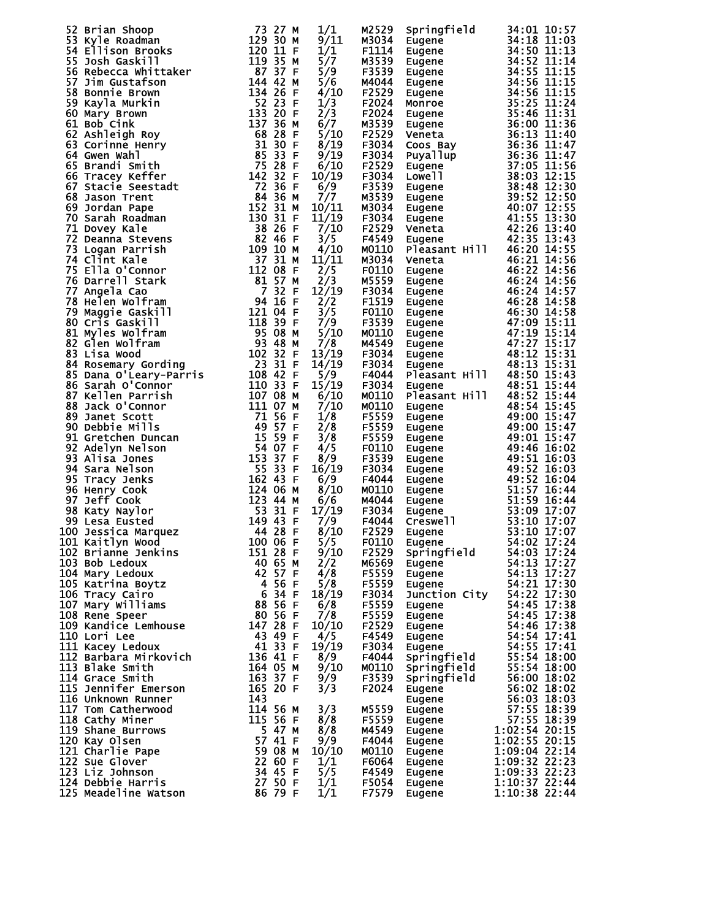| Place | Name | Bib | Age | Sex | Div Place | Division | City | Time | Pace |
|---|---|---|---|---|---|---|---|---|---|
| 52 | Brian Shoop | 73 | 27 | M | 1/1 | M2529 | Springfield | 34:01 | 10:57 |
| 53 | Kyle Roadman | 129 | 30 | M | 9/11 | M3034 | Eugene | 34:18 | 11:03 |
| 54 | Ellison Brooks | 120 | 11 | F | 1/1 | F1114 | Eugene | 34:50 | 11:13 |
| 55 | Josh Gaskill | 119 | 35 | M | 5/7 | M3539 | Eugene | 34:52 | 11:14 |
| 56 | Rebecca Whittaker | 87 | 37 | F | 5/9 | F3539 | Eugene | 34:55 | 11:15 |
| 57 | Jim Gustafson | 144 | 42 | M | 5/6 | M4044 | Eugene | 34:56 | 11:15 |
| 58 | Bonnie Brown | 134 | 26 | F | 4/10 | F2529 | Eugene | 34:56 | 11:15 |
| 59 | Kayla Murkin | 52 | 23 | F | 1/3 | F2024 | Monroe | 35:25 | 11:24 |
| 60 | Mary Brown | 133 | 20 | F | 2/3 | F2024 | Eugene | 35:46 | 11:31 |
| 61 | Bob Cink | 137 | 36 | M | 6/7 | M3539 | Eugene | 36:00 | 11:36 |
| 62 | Ashleigh Roy | 68 | 28 | F | 5/10 | F2529 | Veneta | 36:13 | 11:40 |
| 63 | Corinne Henry | 31 | 30 | F | 8/19 | F3034 | Coos Bay | 36:36 | 11:47 |
| 64 | Gwen Wahl | 85 | 33 | F | 9/19 | F3034 | Puyallup | 36:36 | 11:47 |
| 65 | Brandi Smith | 75 | 28 | F | 6/10 | F2529 | Eugene | 37:05 | 11:56 |
| 66 | Tracey Keffer | 142 | 32 | F | 10/19 | F3034 | Lowell | 38:03 | 12:15 |
| 67 | Stacie Seestadt | 72 | 36 | F | 6/9 | F3539 | Eugene | 38:48 | 12:30 |
| 68 | Jason Trent | 84 | 36 | M | 7/7 | M3539 | Eugene | 39:52 | 12:50 |
| 69 | Jordan Pape | 152 | 31 | M | 10/11 | M3034 | Eugene | 40:07 | 12:55 |
| 70 | Sarah Roadman | 130 | 31 | F | 11/19 | F3034 | Eugene | 41:55 | 13:30 |
| 71 | Dovey Kale | 38 | 26 | F | 7/10 | F2529 | Veneta | 42:26 | 13:40 |
| 72 | Deanna Stevens | 82 | 46 | F | 3/5 | F4549 | Eugene | 42:35 | 13:43 |
| 73 | Logan Parrish | 109 | 10 | M | 4/10 | M0110 | Pleasant Hill | 46:20 | 14:55 |
| 74 | Clint Kale | 37 | 31 | M | 11/11 | M3034 | Veneta | 46:21 | 14:56 |
| 75 | Ella O'Connor | 112 | 08 | F | 2/5 | F0110 | Eugene | 46:22 | 14:56 |
| 76 | Darrell Stark | 81 | 57 | M | 2/3 | M5559 | Eugene | 46:24 | 14:56 |
| 77 | Angela Cao | 7 | 32 | F | 12/19 | F3034 | Eugene | 46:24 | 14:57 |
| 78 | Helen Wolfram | 94 | 16 | F | 2/2 | F1519 | Eugene | 46:28 | 14:58 |
| 79 | Maggie Gaskill | 121 | 04 | F | 3/5 | F0110 | Eugene | 46:30 | 14:58 |
| 80 | Cris Gaskill | 118 | 39 | F | 7/9 | F3539 | Eugene | 47:09 | 15:11 |
| 81 | Myles Wolfram | 95 | 08 | M | 5/10 | M0110 | Eugene | 47:19 | 15:14 |
| 82 | Glen Wolfram | 93 | 48 | M | 7/8 | M4549 | Eugene | 47:27 | 15:17 |
| 83 | Lisa Wood | 102 | 32 | F | 13/19 | F3034 | Eugene | 48:12 | 15:31 |
| 84 | Rosemary Gording | 23 | 31 | F | 14/19 | F3034 | Eugene | 48:13 | 15:31 |
| 85 | Dana O'Leary-Parris | 108 | 42 | F | 5/9 | F4044 | Pleasant Hill | 48:50 | 15:43 |
| 86 | Sarah O'Connor | 110 | 33 | F | 15/19 | F3034 | Eugene | 48:51 | 15:44 |
| 87 | Kellen Parrish | 107 | 08 | M | 6/10 | M0110 | Pleasant Hill | 48:52 | 15:44 |
| 88 | Jack O'Connor | 111 | 07 | M | 7/10 | M0110 | Eugene | 48:54 | 15:45 |
| 89 | Janet Scott | 71 | 56 | F | 1/8 | F5559 | Eugene | 49:00 | 15:47 |
| 90 | Debbie Mills | 49 | 57 | F | 2/8 | F5559 | Eugene | 49:00 | 15:47 |
| 91 | Gretchen Duncan | 15 | 59 | F | 3/8 | F5559 | Eugene | 49:01 | 15:47 |
| 92 | Adelyn Nelson | 54 | 07 | F | 4/5 | F0110 | Eugene | 49:46 | 16:02 |
| 93 | Alisa Jones | 153 | 37 | F | 8/9 | F3539 | Eugene | 49:51 | 16:03 |
| 94 | Sara Nelson | 55 | 33 | F | 16/19 | F3034 | Eugene | 49:52 | 16:03 |
| 95 | Tracy Jenks | 162 | 43 | F | 6/9 | F4044 | Eugene | 49:52 | 16:04 |
| 96 | Henry Cook | 124 | 06 | M | 8/10 | M0110 | Eugene | 51:57 | 16:44 |
| 97 | Jeff Cook | 123 | 44 | M | 6/6 | M4044 | Eugene | 51:59 | 16:44 |
| 98 | Katy Naylor | 53 | 31 | F | 17/19 | F3034 | Eugene | 53:09 | 17:07 |
| 99 | Lesa Eusted | 149 | 43 | F | 7/9 | F4044 | Creswell | 53:10 | 17:07 |
| 100 | Jessica Marquez | 44 | 28 | F | 8/10 | F2529 | Eugene | 53:10 | 17:07 |
| 101 | Kaitlyn Wood | 100 | 06 | F | 5/5 | F0110 | Eugene | 54:02 | 17:24 |
| 102 | Brianne Jenkins | 151 | 28 | F | 9/10 | F2529 | Springfield | 54:03 | 17:24 |
| 103 | Bob Ledoux | 40 | 65 | M | 2/2 | M6569 | Eugene | 54:13 | 17:27 |
| 104 | Mary Ledoux | 42 | 57 | F | 4/8 | F5559 | Eugene | 54:13 | 17:27 |
| 105 | Katrina Boytz | 4 | 56 | F | 5/8 | F5559 | Eugene | 54:21 | 17:30 |
| 106 | Tracy Cairo | 6 | 34 | F | 18/19 | F3034 | Junction City | 54:22 | 17:30 |
| 107 | Mary Williams | 88 | 56 | F | 6/8 | F5559 | Eugene | 54:45 | 17:38 |
| 108 | Rene Speer | 80 | 56 | F | 7/8 | F5559 | Eugene | 54:45 | 17:38 |
| 109 | Kandice Lemhouse | 147 | 28 | F | 10/10 | F2529 | Eugene | 54:46 | 17:38 |
| 110 | Lori Lee | 43 | 49 | F | 4/5 | F4549 | Eugene | 54:54 | 17:41 |
| 111 | Kacey Ledoux | 41 | 33 | F | 19/19 | F3034 | Eugene | 54:55 | 17:41 |
| 112 | Barbara Mirkovich | 136 | 41 | F | 8/9 | F4044 | Springfield | 55:54 | 18:00 |
| 113 | Blake Smith | 164 | 05 | M | 9/10 | M0110 | Springfield | 55:54 | 18:00 |
| 114 | Grace Smith | 163 | 37 | F | 9/9 | F3539 | Springfield | 56:00 | 18:02 |
| 115 | Jennifer Emerson | 165 | 20 | F | 3/3 | F2024 | Eugene | 56:02 | 18:02 |
| 116 | Unknown Runner | 143 | | | | | Eugene | 56:03 | 18:03 |
| 117 | Tom Catherwood | 114 | 56 | M | 3/3 | M5559 | Eugene | 57:55 | 18:39 |
| 118 | Cathy Miner | 115 | 56 | F | 8/8 | F5559 | Eugene | 57:55 | 18:39 |
| 119 | Shane Burrows | 5 | 47 | M | 8/8 | M4549 | Eugene | 1:02:54 | 20:15 |
| 120 | Kay Olsen | 57 | 41 | F | 9/9 | F4044 | Eugene | 1:02:55 | 20:15 |
| 121 | Charlie Pape | 59 | 08 | M | 10/10 | M0110 | Eugene | 1:09:04 | 22:14 |
| 122 | Sue Glover | 22 | 60 | F | 1/1 | F6064 | Eugene | 1:09:32 | 22:23 |
| 123 | Liz Johnson | 34 | 45 | F | 5/5 | F4549 | Eugene | 1:09:33 | 22:23 |
| 124 | Debbie Harris | 27 | 50 | F | 1/1 | F5054 | Eugene | 1:10:37 | 22:44 |
| 125 | Meadeline Watson | 86 | 79 | F | 1/1 | F7579 | Eugene | 1:10:38 | 22:44 |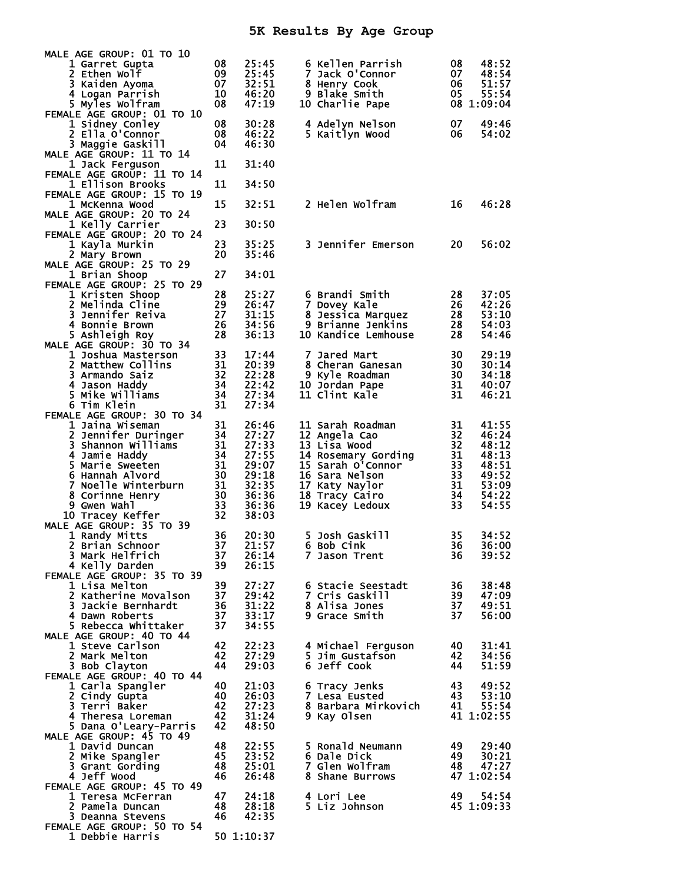# 5K Results By Age Group

**MALE AGE GROUP: 01 TO 10**

| Place | Name | Age | Time |
|---|---|---|---|
| 1 | Garret Gupta | 08 | 25:45 |
| 2 | Ethen Wolf | 09 | 25:45 |
| 3 | Kaiden Ayoma | 07 | 32:51 |
| 4 | Logan Parrish | 10 | 46:20 |
| 5 | Myles Wolfram | 08 | 47:19 |
| 6 | Kellen Parrish | 08 | 48:52 |
| 7 | Jack O'Connor | 07 | 48:54 |
| 8 | Henry Cook | 06 | 51:57 |
| 9 | Blake Smith | 05 | 55:54 |
| 10 | Charlie Pape | 08 | 1:09:04 |

**FEMALE AGE GROUP: 01 TO 10**

| Place | Name | Age | Time |
|---|---|---|---|
| 1 | Sidney Conley | 08 | 30:28 |
| 2 | Ella O'Connor | 08 | 46:22 |
| 3 | Maggie Gaskill | 04 | 46:30 |
| 4 | Adelyn Nelson | 07 | 49:46 |
| 5 | Kaitlyn Wood | 06 | 54:02 |

**MALE AGE GROUP: 11 TO 14**

| Place | Name | Age | Time |
|---|---|---|---|
| 1 | Jack Ferguson | 11 | 31:40 |

**FEMALE AGE GROUP: 11 TO 14**

| Place | Name | Age | Time |
|---|---|---|---|
| 1 | Ellison Brooks | 11 | 34:50 |

**FEMALE AGE GROUP: 15 TO 19**

| Place | Name | Age | Time |
|---|---|---|---|
| 1 | McKenna Wood | 15 | 32:51 |
| 2 | Helen Wolfram | 16 | 46:28 |

**MALE AGE GROUP: 20 TO 24**

| Place | Name | Age | Time |
|---|---|---|---|
| 1 | Kelly Carrier | 23 | 30:50 |

**FEMALE AGE GROUP: 20 TO 24**

| Place | Name | Age | Time |
|---|---|---|---|
| 1 | Kayla Murkin | 23 | 35:25 |
| 2 | Mary Brown | 20 | 35:46 |
| 3 | Jennifer Emerson | 20 | 56:02 |

**MALE AGE GROUP: 25 TO 29**

| Place | Name | Age | Time |
|---|---|---|---|
| 1 | Brian Shoop | 27 | 34:01 |

**FEMALE AGE GROUP: 25 TO 29**

| Place | Name | Age | Time |
|---|---|---|---|
| 1 | Kristen Shoop | 28 | 25:27 |
| 2 | Melinda Cline | 29 | 26:47 |
| 3 | Jennifer Reiva | 27 | 31:15 |
| 4 | Bonnie Brown | 26 | 34:56 |
| 5 | Ashleigh Roy | 28 | 36:13 |
| 6 | Brandi Smith | 28 | 37:05 |
| 7 | Dovey Kale | 26 | 42:26 |
| 8 | Jessica Marquez | 28 | 53:10 |
| 9 | Brianne Jenkins | 28 | 54:03 |
| 10 | Kandice Lemhouse | 28 | 54:46 |

**MALE AGE GROUP: 30 TO 34**

| Place | Name | Age | Time |
|---|---|---|---|
| 1 | Joshua Masterson | 33 | 17:44 |
| 2 | Matthew Collins | 31 | 20:39 |
| 3 | Armando Saiz | 32 | 22:28 |
| 4 | Jason Haddy | 34 | 22:42 |
| 5 | Mike Williams | 34 | 27:34 |
| 6 | Tim Klein | 31 | 27:34 |
| 7 | Jared Mart | 30 | 29:19 |
| 8 | Cheran Ganesan | 30 | 30:14 |
| 9 | Kyle Roadman | 30 | 34:18 |
| 10 | Jordan Pape | 31 | 40:07 |
| 11 | Clint Kale | 31 | 46:21 |

**FEMALE AGE GROUP: 30 TO 34**

| Place | Name | Age | Time |
|---|---|---|---|
| 1 | Jaina Wiseman | 31 | 26:46 |
| 2 | Jennifer Duringer | 34 | 27:27 |
| 3 | Shannon Williams | 31 | 27:33 |
| 4 | Jamie Haddy | 34 | 27:55 |
| 5 | Marie Sweeten | 31 | 29:07 |
| 6 | Hannah Alvord | 30 | 29:18 |
| 7 | Noelle Winterburn | 31 | 32:35 |
| 8 | Corinne Henry | 30 | 36:36 |
| 9 | Gwen Wahl | 33 | 36:36 |
| 10 | Tracey Keffer | 32 | 38:03 |
| 11 | Sarah Roadman | 31 | 41:55 |
| 12 | Angela Cao | 32 | 46:24 |
| 13 | Lisa Wood | 32 | 48:12 |
| 14 | Rosemary Gording | 31 | 48:13 |
| 15 | Sarah O'Connor | 33 | 48:51 |
| 16 | Sara Nelson | 33 | 49:52 |
| 17 | Katy Naylor | 31 | 53:09 |
| 18 | Tracy Cairo | 34 | 54:22 |
| 19 | Kacey Ledoux | 33 | 54:55 |

**MALE AGE GROUP: 35 TO 39**

| Place | Name | Age | Time |
|---|---|---|---|
| 1 | Randy Mitts | 36 | 20:30 |
| 2 | Brian Schnoor | 37 | 21:57 |
| 3 | Mark Helfrich | 37 | 26:14 |
| 4 | Kelly Darden | 39 | 26:15 |
| 5 | Josh Gaskill | 35 | 34:52 |
| 6 | Bob Cink | 36 | 36:00 |
| 7 | Jason Trent | 36 | 39:52 |

**FEMALE AGE GROUP: 35 TO 39**

| Place | Name | Age | Time |
|---|---|---|---|
| 1 | Lisa Melton | 39 | 27:27 |
| 2 | Katherine Movalson | 37 | 29:42 |
| 3 | Jackie Bernhardt | 36 | 31:22 |
| 4 | Dawn Roberts | 37 | 33:17 |
| 5 | Rebecca Whittaker | 37 | 34:55 |
| 6 | Stacie Seestadt | 36 | 38:48 |
| 7 | Cris Gaskill | 39 | 47:09 |
| 8 | Alisa Jones | 37 | 49:51 |
| 9 | Grace Smith | 37 | 56:00 |

**MALE AGE GROUP: 40 TO 44**

| Place | Name | Age | Time |
|---|---|---|---|
| 1 | Steve Carlson | 42 | 22:23 |
| 2 | Mark Melton | 42 | 27:29 |
| 3 | Bob Clayton | 44 | 29:03 |
| 4 | Michael Ferguson | 40 | 31:41 |
| 5 | Jim Gustafson | 42 | 34:56 |
| 6 | Jeff Cook | 44 | 51:59 |

**FEMALE AGE GROUP: 40 TO 44**

| Place | Name | Age | Time |
|---|---|---|---|
| 1 | Carla Spangler | 40 | 21:03 |
| 2 | Cindy Gupta | 40 | 26:03 |
| 3 | Terri Baker | 42 | 27:23 |
| 4 | Theresa Loreman | 42 | 31:24 |
| 5 | Dana O'Leary-Parris | 42 | 48:50 |
| 6 | Tracy Jenks | 43 | 49:52 |
| 7 | Lesa Eusted | 43 | 53:10 |
| 8 | Barbara Mirkovich | 41 | 55:54 |
| 9 | Kay Olsen | 41 | 1:02:55 |

**MALE AGE GROUP: 45 TO 49**

| Place | Name | Age | Time |
|---|---|---|---|
| 1 | David Duncan | 48 | 22:55 |
| 2 | Mike Spangler | 45 | 23:52 |
| 3 | Grant Gording | 48 | 25:01 |
| 4 | Jeff Wood | 46 | 26:48 |
| 5 | Ronald Neumann | 49 | 29:40 |
| 6 | Dale Dick | 49 | 30:21 |
| 7 | Glen Wolfram | 48 | 47:27 |
| 8 | Shane Burrows | 47 | 1:02:54 |

**FEMALE AGE GROUP: 45 TO 49**

| Place | Name | Age | Time |
|---|---|---|---|
| 1 | Teresa McFerran | 47 | 24:18 |
| 2 | Pamela Duncan | 48 | 28:18 |
| 3 | Deanna Stevens | 46 | 42:35 |
| 4 | Lori Lee | 49 | 54:54 |
| 5 | Liz Johnson | 45 | 1:09:33 |

**FEMALE AGE GROUP: 50 TO 54**

| Place | Name | Age | Time |
|---|---|---|---|
| 1 | Debbie Harris | 50 | 1:10:37 |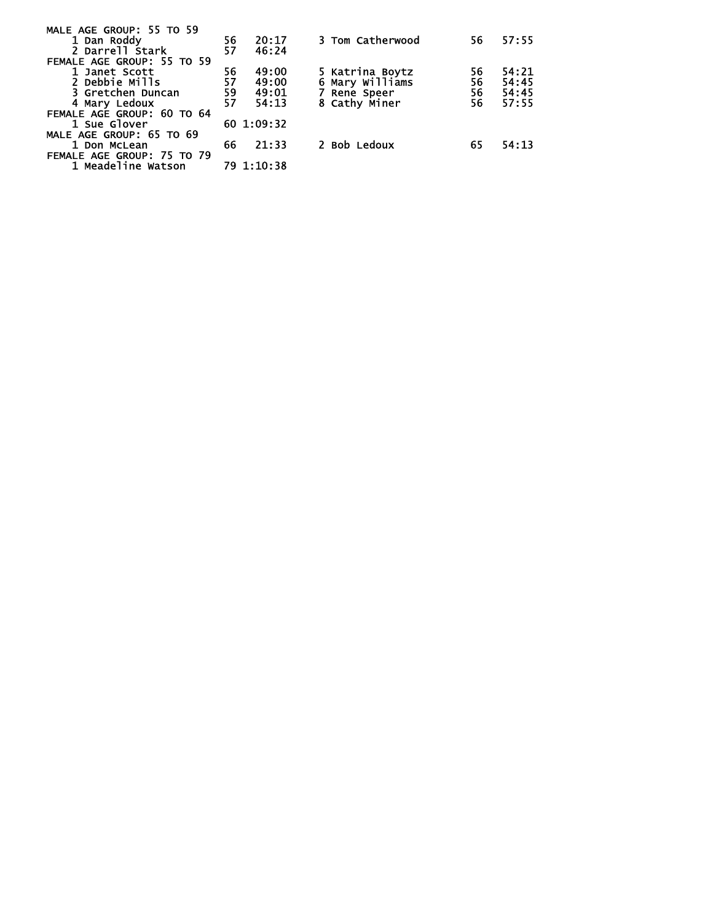MALE AGE GROUP: 55 TO 59

| | | | | | |
|---|---|---|---|---|---|
| 1 Dan Roddy | 56 | 20:17 | 3 Tom Catherwood | 56 | 57:55 |
| 2 Darrell Stark | 57 | 46:24 | | | |

FEMALE AGE GROUP: 55 TO 59

| | | | | | |
|---|---|---|---|---|---|
| 1 Janet Scott | 56 | 49:00 | 5 Katrina Boytz | 56 | 54:21 |
| 2 Debbie Mills | 57 | 49:00 | 6 Mary Williams | 56 | 54:45 |
| 3 Gretchen Duncan | 59 | 49:01 | 7 Rene Speer | 56 | 54:45 |
| 4 Mary Ledoux | 57 | 54:13 | 8 Cathy Miner | 56 | 57:55 |

FEMALE AGE GROUP: 60 TO 64

| | | |
|---|---|---|
| 1 Sue Glover | 60 | 1:09:32 |

MALE AGE GROUP: 65 TO 69

| | | | | | |
|---|---|---|---|---|---|
| 1 Don McLean | 66 | 21:33 | 2 Bob Ledoux | 65 | 54:13 |

FEMALE AGE GROUP: 75 TO 79

| | | |
|---|---|---|
| 1 Meadeline Watson | 79 | 1:10:38 |